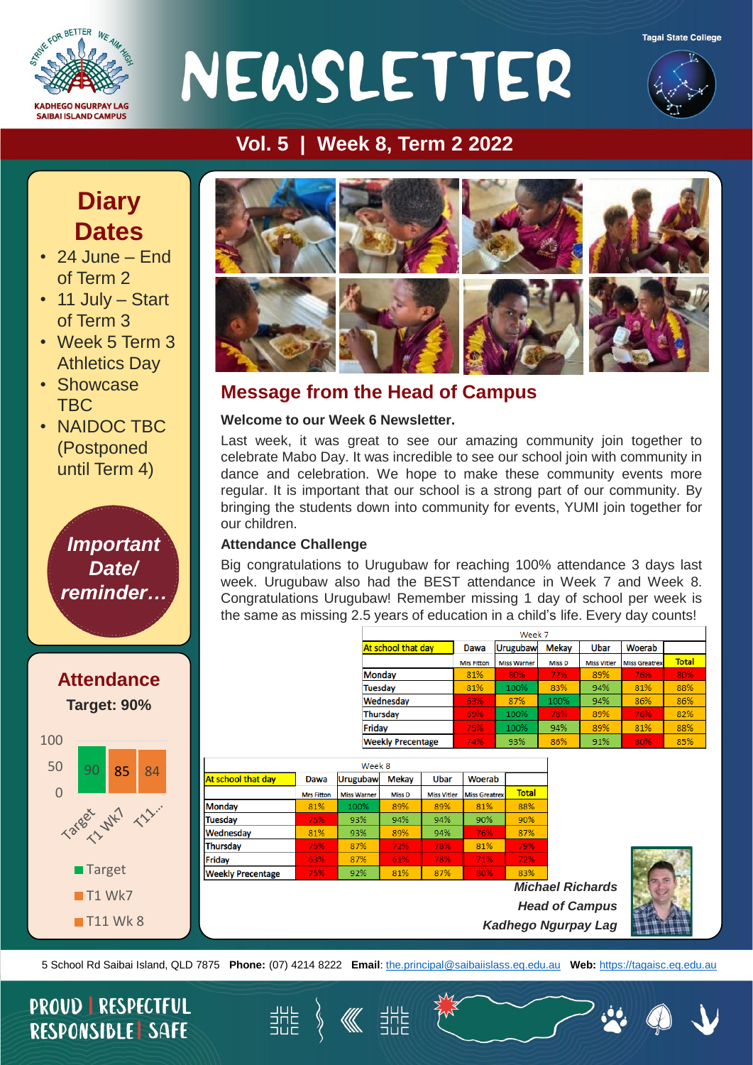KADHEGO NGURPAY LAG
SAIBAI ISLAND CAMPUS

Tagai State College

# NEWSLETTER

## Vol. 5 | Week 8, Term 2 2022

## Diary Dates

- 24 June – End of Term 2
- 11 July – Start of Term 3
- Week 5 Term 3 Athletics Day
- Showcase TBC
- NAIDOC TBC (Postponed until Term 4)

*Important Date/ reminder…*

## Attendance

**Target: 90%**

| | Target | T1 Wk7 | T11 Wk 8 |
|---|---|---|---|
| | 90 | 85 | 84 |

## Message from the Head of Campus

**Welcome to our Week 6 Newsletter.**

Last week, it was great to see our amazing community join together to celebrate Mabo Day. It was incredible to see our school join with community in dance and celebration. We hope to make these community events more regular. It is important that our school is a strong part of our community. By bringing the students down into community for events, YUMI join together for our children.

**Attendance Challenge**

Big congratulations to Urugubaw for reaching 100% attendance 3 days last week. Urugubaw also had the BEST attendance in Week 7 and Week 8. Congratulations Urugubaw! Remember missing 1 day of school per week is the same as missing 2.5 years of education in a child's life. Every day counts!

Week 7

| At school that day | Dawa | Urugubaw | Mekay | Ubar | Woerab | |
|---|---|---|---|---|---|---|
| | Mrs Fitton | Miss Warner | Miss D | Miss Vitler | Miss Greatrex | Total |
| Monday | 81% | 80% | 72% | 89% | 76% | 80% |
| Tuesday | 81% | 100% | 83% | 94% | 81% | 88% |
| Wednesday | 63% | 87% | 100% | 94% | 86% | 86% |
| Thursday | 69% | 100% | 78% | 89% | 76% | 82% |
| Friday | 75% | 100% | 94% | 89% | 81% | 88% |
| Weekly Precentage | 74% | 93% | 86% | 91% | 80% | 85% |

Week 8

| At school that day | Dawa | Urugubaw | Mekay | Ubar | Woerab | |
|---|---|---|---|---|---|---|
| | Mrs Fitton | Miss Warner | Miss D | Miss Vitler | Miss Greatrex | Total |
| Monday | 81% | 100% | 89% | 89% | 81% | 88% |
| Tuesday | 75% | 93% | 94% | 94% | 90% | 90% |
| Wednesday | 81% | 93% | 89% | 94% | 76% | 87% |
| Thursday | 75% | 87% | 72% | 78% | 81% | 79% |
| Friday | 63% | 87% | 61% | 78% | 71% | 72% |
| Weekly Precentage | 75% | 92% | 81% | 87% | 80% | 83% |

*Michael Richards*
*Head of Campus*
*Kadhego Ngurpay Lag*

5 School Rd Saibai Island, QLD 7875 **Phone:** (07) 4214 8222 **Email**: the.principal@saibaiislass.eq.edu.au **Web:** https://tagaisc.eq.edu.au

PROUD | RESPECTFUL RESPONSIBLE | SAFE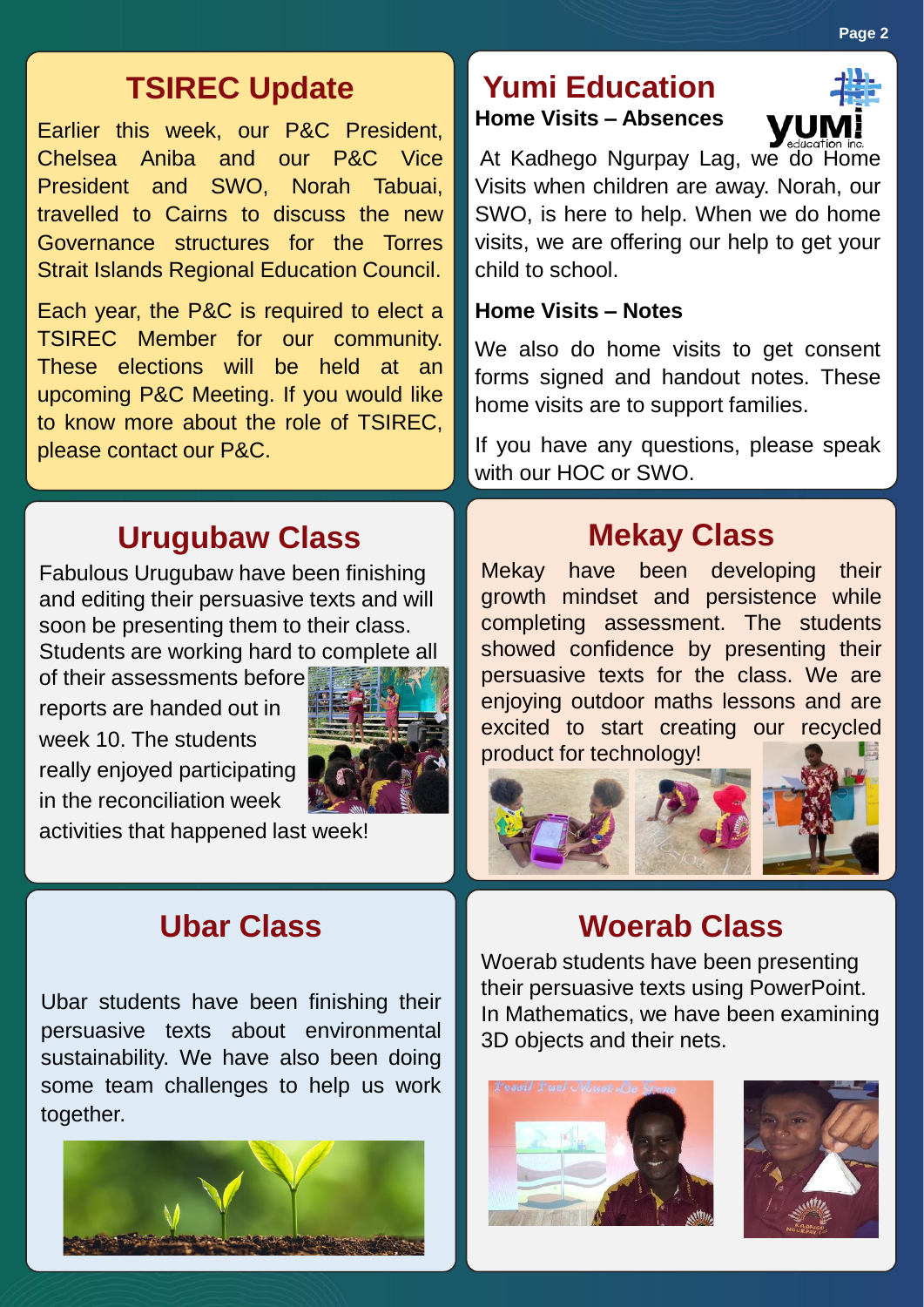## TSIREC Update

Earlier this week, our P&C President, Chelsea Aniba and our P&C Vice President and SWO, Norah Tabuai, travelled to Cairns to discuss the new Governance structures for the Torres Strait Islands Regional Education Council.

Each year, the P&C is required to elect a TSIREC Member for our community. These elections will be held at an upcoming P&C Meeting. If you would like to know more about the role of TSIREC, please contact our P&C.

## Yumi Education

**Home Visits – Absences**

At Kadhego Ngurpay Lag, we do Home Visits when children are away. Norah, our SWO, is here to help. When we do home visits, we are offering our help to get your child to school.

**Home Visits – Notes**

We also do home visits to get consent forms signed and handout notes. These home visits are to support families.

If you have any questions, please speak with our HOC or SWO.

## Urugubaw Class

Fabulous Urugubaw have been finishing and editing their persuasive texts and will soon be presenting them to their class. Students are working hard to complete all of their assessments before reports are handed out in week 10. The students really enjoyed participating in the reconciliation week activities that happened last week!

## Mekay Class

Mekay have been developing their growth mindset and persistence while completing assessment. The students showed confidence by presenting their persuasive texts for the class. We are enjoying outdoor maths lessons and are excited to start creating our recycled product for technology!

## Ubar Class

Ubar students have been finishing their persuasive texts about environmental sustainability. We have also been doing some team challenges to help us work together.

## Woerab Class

Woerab students have been presenting their persuasive texts using PowerPoint. In Mathematics, we have been examining 3D objects and their nets.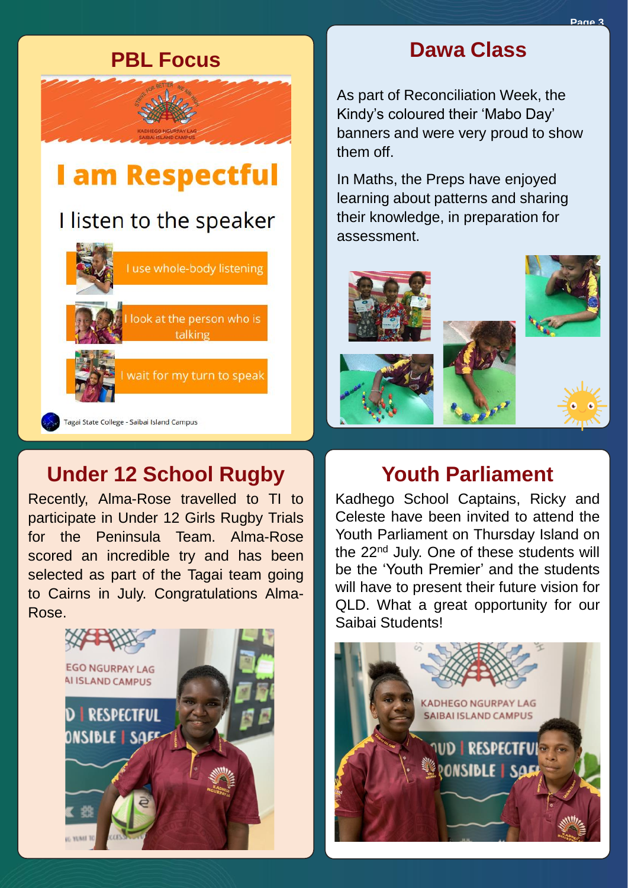## PBL Focus

KADHEGO NGURPAY LAG
SAIBAI ISLAND CAMPUS

# I am Respectful

I listen to the speaker

- I use whole-body listening
- I look at the person who is talking
- I wait for my turn to speak

Tagai State College - Saibai Island Campus

## Dawa Class

As part of Reconciliation Week, the Kindy's coloured their 'Mabo Day' banners and were very proud to show them off.

In Maths, the Preps have enjoyed learning about patterns and sharing their knowledge, in preparation for assessment.

## Under 12 School Rugby

Recently, Alma-Rose travelled to TI to participate in Under 12 Girls Rugby Trials for the Peninsula Team. Alma-Rose scored an incredible try and has been selected as part of the Tagai team going to Cairns in July. Congratulations Alma-Rose.

## Youth Parliament

Kadhego School Captains, Ricky and Celeste have been invited to attend the Youth Parliament on Thursday Island on the 22nd July. One of these students will be the 'Youth Premier' and the students will have to present their future vision for QLD. What a great opportunity for our Saibai Students!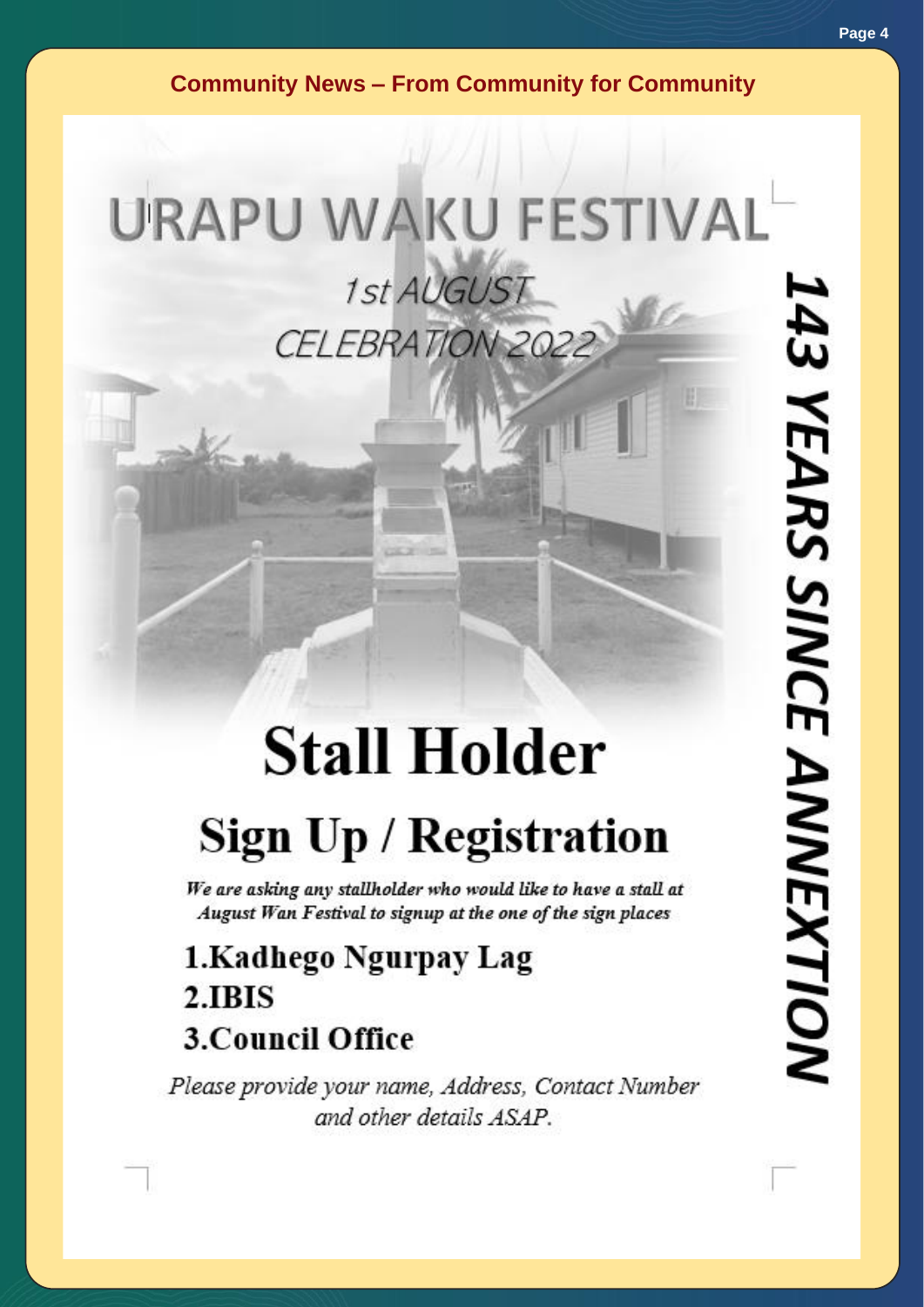**Community News – From Community for Community**

# URAPU WAKU FESTIVAL

*1st AUGUST CELEBRATION 2022*

**143 YEARS SINCE ANNEXTION**

# Stall Holder

## Sign Up / Registration

*We are asking any stallholder who would like to have a stall at August Wan Festival to signup at the one of the sign places*

1. **Kadhego Ngurpay Lag**
2. **IBIS**
3. **Council Office**

*Please provide your name, Address, Contact Number and other details ASAP.*